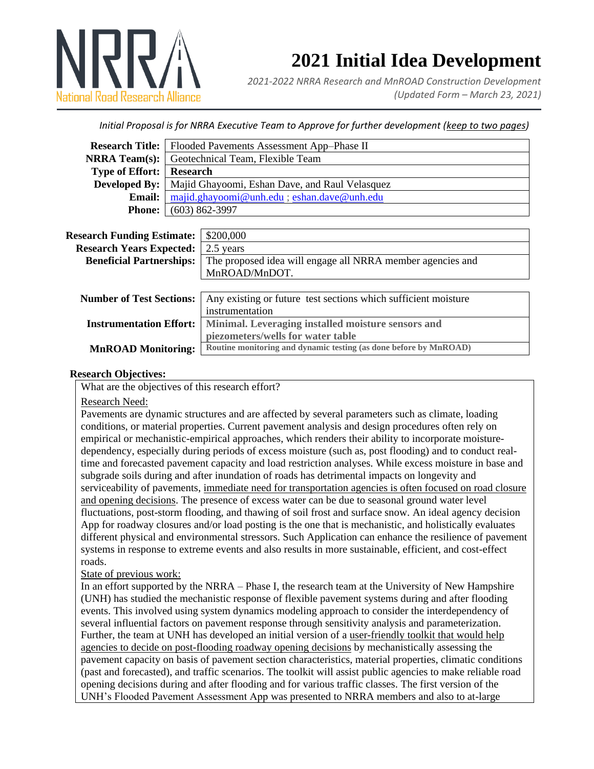# 2021 Initial Idea Development

*2021-2022 NRRA Research and MnROAD Construction Development*
*(Updated Form – March 23, 2021)*

*Initial Proposal is for NRRA Executive Team to Approve for further development (keep to two pages)*

| | |
|---|---|
| **Research Title:** | Flooded Pavements Assessment App–Phase II |
| **NRRA Team(s):** | Geotechnical Team, Flexible Team |
| **Type of Effort:** | **Research** |
| **Developed By:** | Majid Ghayoomi, Eshan Dave, and Raul Velasquez |
| **Email:** | majid.ghayoomi@unh.edu ; eshan.dave@unh.edu |
| **Phone:** | (603) 862-3997 |

| | |
|---|---|
| **Research Funding Estimate:** | $200,000 |
| **Research Years Expected:** | 2.5 years |
| **Beneficial Partnerships:** | The proposed idea will engage all NRRA member agencies and MnROAD/MnDOT. |

| | |
|---|---|
| **Number of Test Sections:** | Any existing or future test sections which sufficient moisture instrumentation |
| **Instrumentation Effort:** | **Minimal. Leveraging installed moisture sensors and piezometers/wells for water table** |
| **MnROAD Monitoring:** | **Routine monitoring and dynamic testing (as done before by MnROAD)** |

**Research Objectives:**

What are the objectives of this research effort?

Research Need:

Pavements are dynamic structures and are affected by several parameters such as climate, loading conditions, or material properties. Current pavement analysis and design procedures often rely on empirical or mechanistic-empirical approaches, which renders their ability to incorporate moisture-dependency, especially during periods of excess moisture (such as, post flooding) and to conduct real-time and forecasted pavement capacity and load restriction analyses. While excess moisture in base and subgrade soils during and after inundation of roads has detrimental impacts on longevity and serviceability of pavements, immediate need for transportation agencies is often focused on road closure and opening decisions. The presence of excess water can be due to seasonal ground water level fluctuations, post-storm flooding, and thawing of soil frost and surface snow. An ideal agency decision App for roadway closures and/or load posting is the one that is mechanistic, and holistically evaluates different physical and environmental stressors. Such Application can enhance the resilience of pavement systems in response to extreme events and also results in more sustainable, efficient, and cost-effect roads.

State of previous work:

In an effort supported by the NRRA – Phase I, the research team at the University of New Hampshire (UNH) has studied the mechanistic response of flexible pavement systems during and after flooding events. This involved using system dynamics modeling approach to consider the interdependency of several influential factors on pavement response through sensitivity analysis and parameterization. Further, the team at UNH has developed an initial version of a user-friendly toolkit that would help agencies to decide on post-flooding roadway opening decisions by mechanistically assessing the pavement capacity on basis of pavement section characteristics, material properties, climatic conditions (past and forecasted), and traffic scenarios. The toolkit will assist public agencies to make reliable road opening decisions during and after flooding and for various traffic classes. The first version of the UNH's Flooded Pavement Assessment App was presented to NRRA members and also to at-large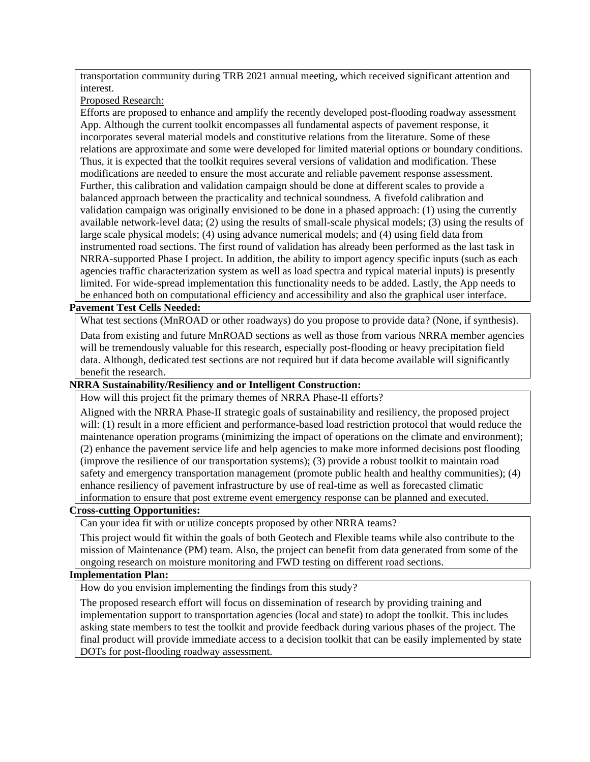transportation community during TRB 2021 annual meeting, which received significant attention and interest.

Proposed Research:

Efforts are proposed to enhance and amplify the recently developed post-flooding roadway assessment App. Although the current toolkit encompasses all fundamental aspects of pavement response, it incorporates several material models and constitutive relations from the literature. Some of these relations are approximate and some were developed for limited material options or boundary conditions. Thus, it is expected that the toolkit requires several versions of validation and modification. These modifications are needed to ensure the most accurate and reliable pavement response assessment. Further, this calibration and validation campaign should be done at different scales to provide a balanced approach between the practicality and technical soundness. A fivefold calibration and validation campaign was originally envisioned to be done in a phased approach: (1) using the currently available network-level data; (2) using the results of small-scale physical models; (3) using the results of large scale physical models; (4) using advance numerical models; and (4) using field data from instrumented road sections. The first round of validation has already been performed as the last task in NRRA-supported Phase I project. In addition, the ability to import agency specific inputs (such as each agencies traffic characterization system as well as load spectra and typical material inputs) is presently limited. For wide-spread implementation this functionality needs to be added. Lastly, the App needs to be enhanced both on computational efficiency and accessibility and also the graphical user interface.

**Pavement Test Cells Needed:**

What test sections (MnROAD or other roadways) do you propose to provide data? (None, if synthesis).

Data from existing and future MnROAD sections as well as those from various NRRA member agencies will be tremendously valuable for this research, especially post-flooding or heavy precipitation field data. Although, dedicated test sections are not required but if data become available will significantly benefit the research.

**NRRA Sustainability/Resiliency and or Intelligent Construction:**

How will this project fit the primary themes of NRRA Phase-II efforts?

Aligned with the NRRA Phase-II strategic goals of sustainability and resiliency, the proposed project will: (1) result in a more efficient and performance-based load restriction protocol that would reduce the maintenance operation programs (minimizing the impact of operations on the climate and environment); (2) enhance the pavement service life and help agencies to make more informed decisions post flooding (improve the resilience of our transportation systems); (3) provide a robust toolkit to maintain road safety and emergency transportation management (promote public health and healthy communities); (4) enhance resiliency of pavement infrastructure by use of real-time as well as forecasted climatic information to ensure that post extreme event emergency response can be planned and executed.

**Cross-cutting Opportunities:**

Can your idea fit with or utilize concepts proposed by other NRRA teams?

This project would fit within the goals of both Geotech and Flexible teams while also contribute to the mission of Maintenance (PM) team. Also, the project can benefit from data generated from some of the ongoing research on moisture monitoring and FWD testing on different road sections.

**Implementation Plan:**

How do you envision implementing the findings from this study?

The proposed research effort will focus on dissemination of research by providing training and implementation support to transportation agencies (local and state) to adopt the toolkit. This includes asking state members to test the toolkit and provide feedback during various phases of the project. The final product will provide immediate access to a decision toolkit that can be easily implemented by state DOTs for post-flooding roadway assessment.